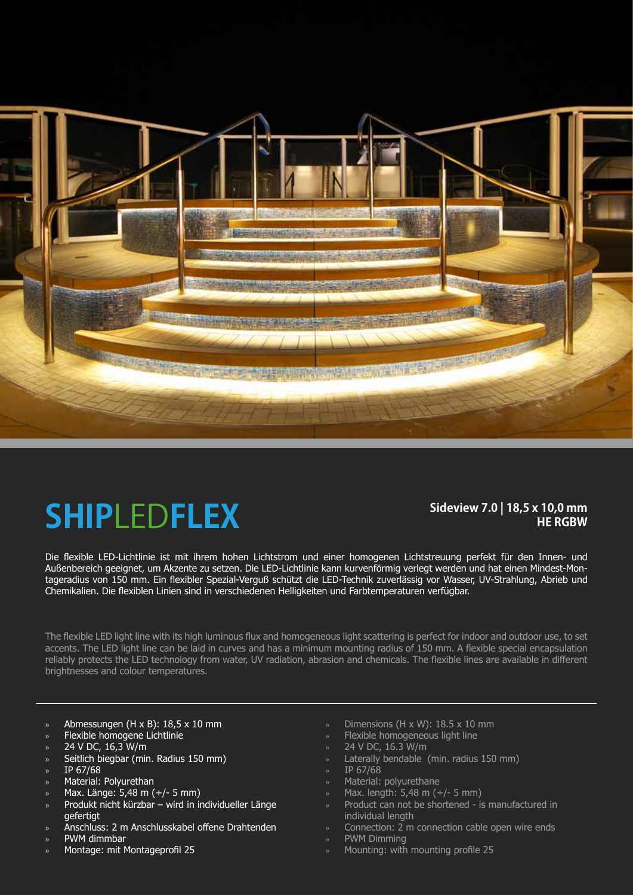# SHIPLEDFLEX

**Sideview 7.0 | 18,5 x 10,0 mm**
**HE RGBW**

Die flexible LED-Lichtlinie ist mit ihrem hohen Lichtstrom und einer homogenen Lichtstreuung perfekt für den Innen- und Außenbereich geeignet, um Akzente zu setzen. Die LED-Lichtlinie kann kurvenförmig verlegt werden und hat einen Mindest-Montageradius von 150 mm. Ein flexibler Spezial-Verguß schützt die LED-Technik zuverlässig vor Wasser, UV-Strahlung, Abrieb und Chemikalien. Die flexiblen Linien sind in verschiedenen Helligkeiten und Farbtemperaturen verfügbar.

The flexible LED light line with its high luminous flux and homogeneous light scattering is perfect for indoor and outdoor use, to set accents. The LED light line can be laid in curves and has a minimum mounting radius of 150 mm. A flexible special encapsulation reliably protects the LED technology from water, UV radiation, abrasion and chemicals. The flexible lines are available in different brightnesses and colour temperatures.

- Abmessungen (H x B): 18,5 x 10 mm
- Flexible homogene Lichtlinie
- 24 V DC, 16,3 W/m
- Seitlich biegbar (min. Radius 150 mm)
- IP 67/68
- Material: Polyurethan
- Max. Länge: 5,48 m (+/- 5 mm)
- Produkt nicht kürzbar – wird in individueller Länge gefertigt
- Anschluss: 2 m Anschlusskabel offene Drahtenden
- PWM dimmbar
- Montage: mit Montageprofil 25

- Dimensions (H x W): 18.5 x 10 mm
- Flexible homogeneous light line
- 24 V DC, 16.3 W/m
- Laterally bendable (min. radius 150 mm)
- IP 67/68
- Material: polyurethane
- Max. length: 5,48 m (+/- 5 mm)
- Product can not be shortened - is manufactured in individual length
- Connection: 2 m connection cable open wire ends
- PWM Dimming
- Mounting: with mounting profile 25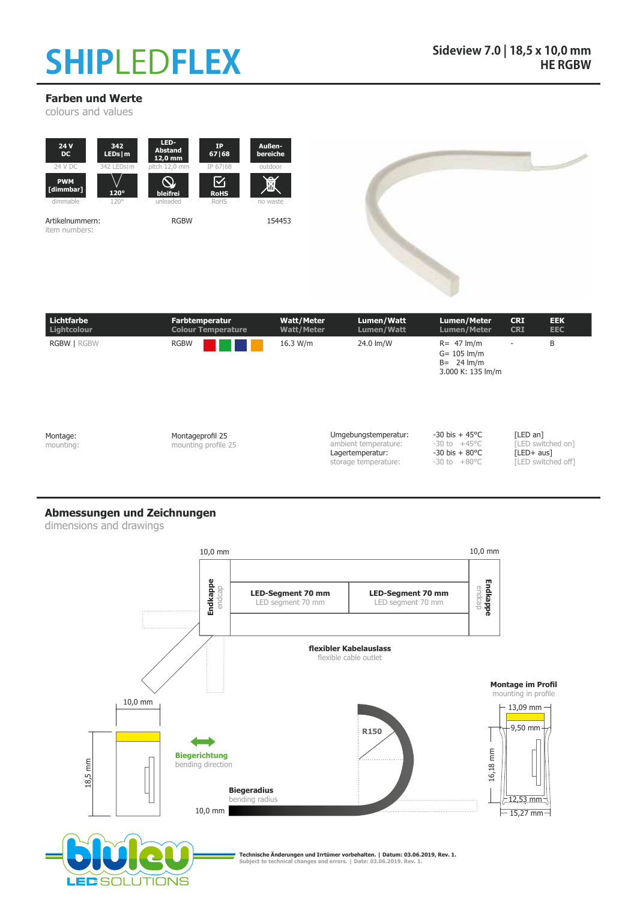# SHIPLEDFLEX

**Sideview 7.0 | 18,5 x 10,0 mm**
**HE RGBW**

## Farben und Werte
colours and values

| 24 V DC | 342 LEDs \| m | LED-Abstand 12,0 mm | IP 67 \| 68 | Außen-bereiche |
|---|---|---|---|---|
| 24 V DC | 342 LEDs\|m | pitch 12,0 mm | IP 67\|68 | outdoor |
| PWM [dimmbar] | 120° | bleifrei | RoHS | |
| dimmable | 120° | unleaded | RoHS | no waste |

Artikelnummern: item numbers: RGBW 154453

| Lichtfarbe Lightcolour | Farbtemperatur Colour Temperature | Watt/Meter Watt/Meter | Lumen/Watt Lumen/Watt | Lumen/Meter Lumen/Meter | CRI CRI | EEK EEC |
|---|---|---|---|---|---|---|
| RGBW \| RGBW | RGBW | 16.3 W/m | 24.0 lm/W | R= 47 lm/m<br>G= 105 lm/m<br>B= 24 lm/m<br>3.000 K: 135 lm/m | - | B |

Montage: mounting: Montageprofil 25 mounting profile 25

| | | |
|---|---|---|
| Umgebungstemperatur: ambient temperature: | -30 bis + 45°C / -30 to +45°C | [LED an] [LED switched on] |
| Lagertemperatur: storage temperature: | -30 bis + 80°C / -30 to +80°C | [LED+ aus] [LED switched off] |

## Abmessungen und Zeichnungen
dimensions and drawings

10,0 mm
10,0 mm
Endkappe endcap
LED-Segment 70 mm
LED segment 70 mm
LED-Segment 70 mm
LED segment 70 mm
Endkappe endcap
flexibler Kabelauslass
flexible cable outlet
Montage im Profil
mounting in profile
10,0 mm
18,5 mm
Biegerichtung
bending direction
R150
Biegeradius
bending radius
10,0 mm
13,09 mm
9,50 mm
16,18 mm
12,53 mm
15,27 mm

bluleu LED SOLUTIONS

**Technische Änderungen und Irrtümer vorbehalten. | Datum: 03.06.2019, Rev. 1.**
Subject to technical changes and errors. | Date: 03.06.2019. Rev. 1.